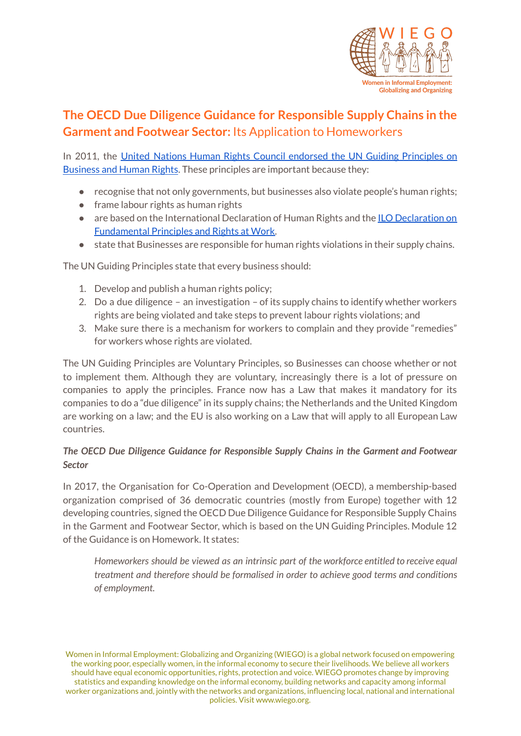# **The OECD Due Diligence Guidance for Responsible Supply Chains in the Garment and Footwear Sector:** Its Application to Homeworkers

In 2011, the United Nations Human Rights Council endorsed the UN Guiding Principles on Business and Human Rights. These principles are important because they:

- recognise that not only governments, but businesses also violate people's human rights;
- frame labour rights as human rights
- are based on the International Declaration of Human Rights and the ILO Declaration on Fundamental Principles and Rights at Work.
- state that Businesses are responsible for human rights violations in their supply chains.

The UN Guiding Principles state that every business should:

1. Develop and publish a human rights policy;
2. Do a due diligence – an investigation – of its supply chains to identify whether workers rights are being violated and take steps to prevent labour rights violations; and
3. Make sure there is a mechanism for workers to complain and they provide "remedies" for workers whose rights are violated.

The UN Guiding Principles are Voluntary Principles, so Businesses can choose whether or not to implement them. Although they are voluntary, increasingly there is a lot of pressure on companies to apply the principles. France now has a Law that makes it mandatory for its companies to do a "due diligence" in its supply chains; the Netherlands and the United Kingdom are working on a law; and the EU is also working on a Law that will apply to all European Law countries.

### *The OECD Due Diligence Guidance for Responsible Supply Chains in the Garment and Footwear Sector*

In 2017, the Organisation for Co-Operation and Development (OECD), a membership-based organization comprised of 36 democratic countries (mostly from Europe) together with 12 developing countries, signed the OECD Due Diligence Guidance for Responsible Supply Chains in the Garment and Footwear Sector, which is based on the UN Guiding Principles. Module 12 of the Guidance is on Homework. It states:

> *Homeworkers should be viewed as an intrinsic part of the workforce entitled to receive equal treatment and therefore should be formalised in order to achieve good terms and conditions of employment.*

Women in Informal Employment: Globalizing and Organizing (WIEGO) is a global network focused on empowering the working poor, especially women, in the informal economy to secure their livelihoods. We believe all workers should have equal economic opportunities, rights, protection and voice. WIEGO promotes change by improving statistics and expanding knowledge on the informal economy, building networks and capacity among informal worker organizations and, jointly with the networks and organizations, influencing local, national and international policies. Visit www.wiego.org.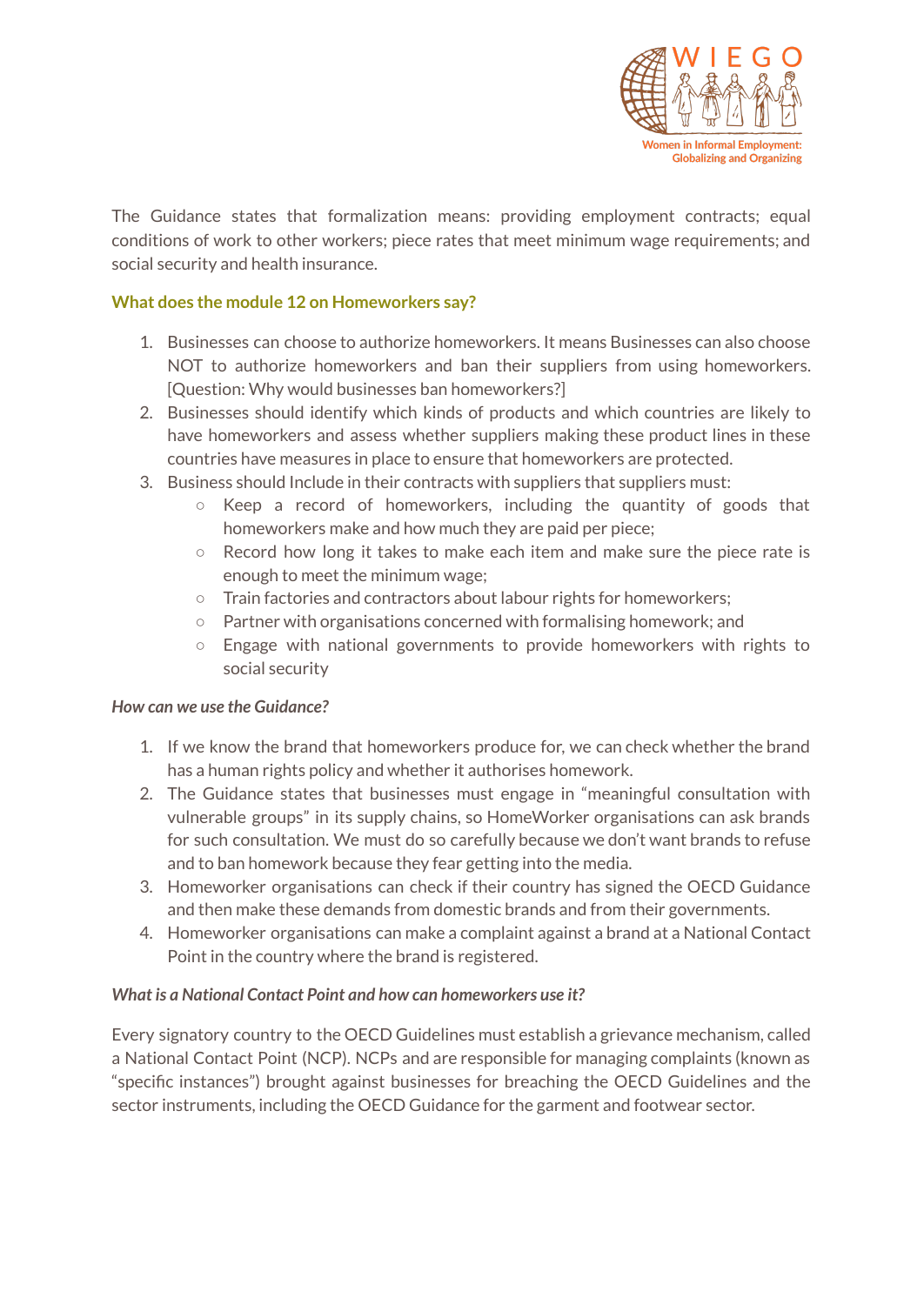The Guidance states that formalization means: providing employment contracts; equal conditions of work to other workers; piece rates that meet minimum wage requirements; and social security and health insurance.

### What does the module 12 on Homeworkers say?

1. Businesses can choose to authorize homeworkers. It means Businesses can also choose NOT to authorize homeworkers and ban their suppliers from using homeworkers. [Question: Why would businesses ban homeworkers?]
2. Businesses should identify which kinds of products and which countries are likely to have homeworkers and assess whether suppliers making these product lines in these countries have measures in place to ensure that homeworkers are protected.
3. Business should Include in their contracts with suppliers that suppliers must:
   - Keep a record of homeworkers, including the quantity of goods that homeworkers make and how much they are paid per piece;
   - Record how long it takes to make each item and make sure the piece rate is enough to meet the minimum wage;
   - Train factories and contractors about labour rights for homeworkers;
   - Partner with organisations concerned with formalising homework; and
   - Engage with national governments to provide homeworkers with rights to social security

#### *How can we use the Guidance?*

1. If we know the brand that homeworkers produce for, we can check whether the brand has a human rights policy and whether it authorises homework.
2. The Guidance states that businesses must engage in "meaningful consultation with vulnerable groups" in its supply chains, so HomeWorker organisations can ask brands for such consultation. We must do so carefully because we don't want brands to refuse and to ban homework because they fear getting into the media.
3. Homeworker organisations can check if their country has signed the OECD Guidance and then make these demands from domestic brands and from their governments.
4. Homeworker organisations can make a complaint against a brand at a National Contact Point in the country where the brand is registered.

#### *What is a National Contact Point and how can homeworkers use it?*

Every signatory country to the OECD Guidelines must establish a grievance mechanism, called a National Contact Point (NCP). NCPs and are responsible for managing complaints (known as "specific instances") brought against businesses for breaching the OECD Guidelines and the sector instruments, including the OECD Guidance for the garment and footwear sector.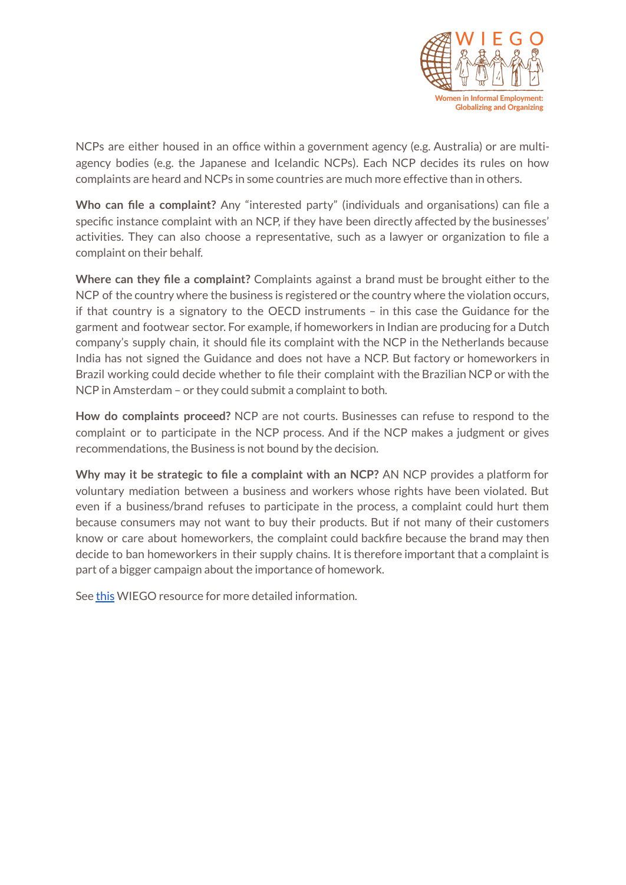NCPs are either housed in an office within a government agency (e.g. Australia) or are multi-agency bodies (e.g. the Japanese and Icelandic NCPs). Each NCP decides its rules on how complaints are heard and NCPs in some countries are much more effective than in others.

**Who can file a complaint?** Any "interested party" (individuals and organisations) can file a specific instance complaint with an NCP, if they have been directly affected by the businesses' activities. They can also choose a representative, such as a lawyer or organization to file a complaint on their behalf.

**Where can they file a complaint?** Complaints against a brand must be brought either to the NCP of the country where the business is registered or the country where the violation occurs, if that country is a signatory to the OECD instruments – in this case the Guidance for the garment and footwear sector. For example, if homeworkers in Indian are producing for a Dutch company's supply chain, it should file its complaint with the NCP in the Netherlands because India has not signed the Guidance and does not have a NCP. But factory or homeworkers in Brazil working could decide whether to file their complaint with the Brazilian NCP or with the NCP in Amsterdam – or they could submit a complaint to both.

**How do complaints proceed?** NCP are not courts. Businesses can refuse to respond to the complaint or to participate in the NCP process. And if the NCP makes a judgment or gives recommendations, the Business is not bound by the decision.

**Why may it be strategic to file a complaint with an NCP?** AN NCP provides a platform for voluntary mediation between a business and workers whose rights have been violated. But even if a business/brand refuses to participate in the process, a complaint could hurt them because consumers may not want to buy their products. But if not many of their customers know or care about homeworkers, the complaint could backfire because the brand may then decide to ban homeworkers in their supply chains. It is therefore important that a complaint is part of a bigger campaign about the importance of homework.

See this WIEGO resource for more detailed information.